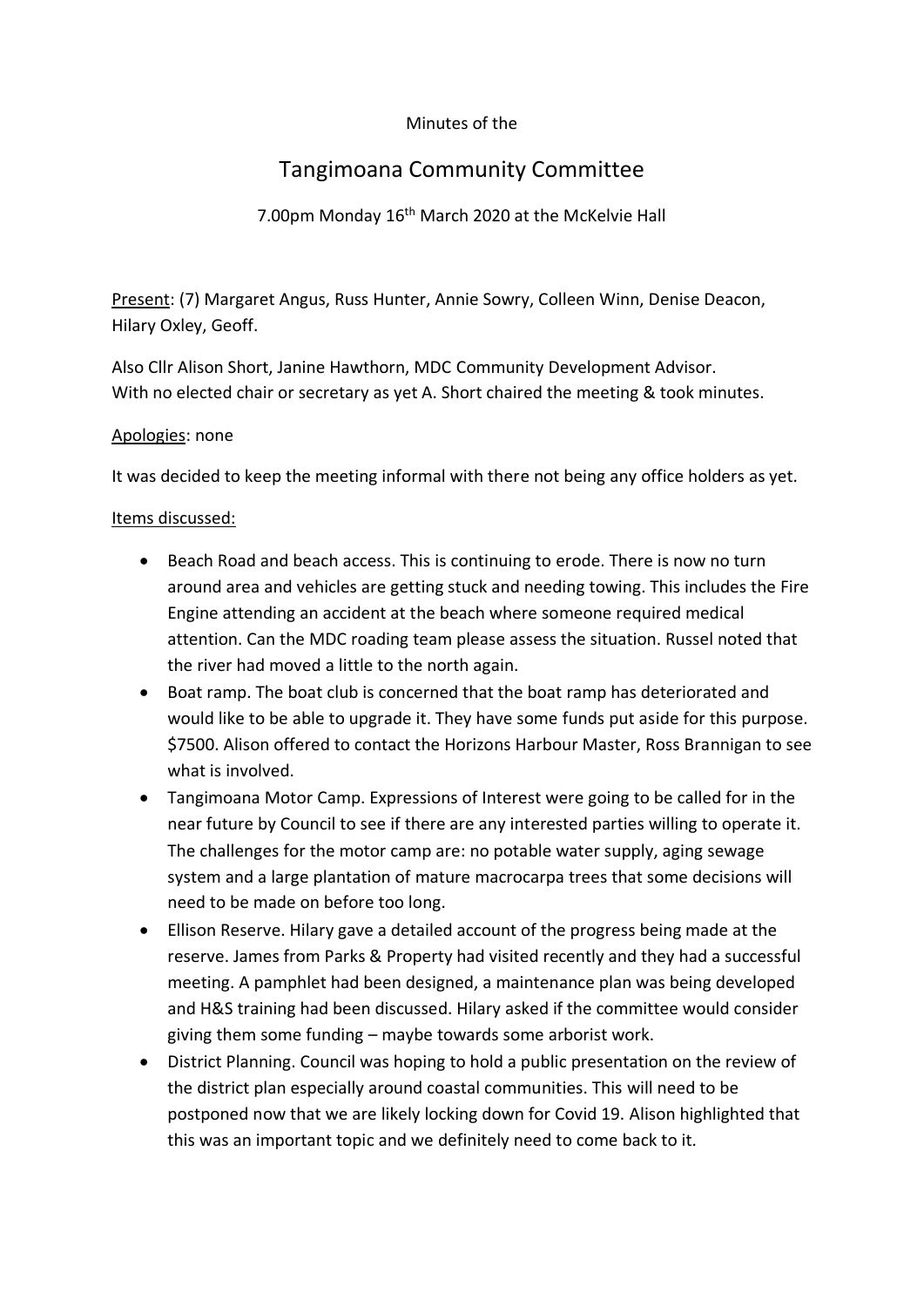Minutes of the

# Tangimoana Community Committee

7.00pm Monday 16th March 2020 at the McKelvie Hall

Present: (7) Margaret Angus, Russ Hunter, Annie Sowry, Colleen Winn, Denise Deacon, Hilary Oxley, Geoff.

Also Cllr Alison Short, Janine Hawthorn, MDC Community Development Advisor.
With no elected chair or secretary as yet A. Short chaired the meeting & took minutes.

Apologies: none

It was decided to keep the meeting informal with there not being any office holders as yet.

Items discussed:

- Beach Road and beach access. This is continuing to erode. There is now no turn around area and vehicles are getting stuck and needing towing. This includes the Fire Engine attending an accident at the beach where someone required medical attention. Can the MDC roading team please assess the situation. Russel noted that the river had moved a little to the north again.
- Boat ramp. The boat club is concerned that the boat ramp has deteriorated and would like to be able to upgrade it. They have some funds put aside for this purpose. $7500. Alison offered to contact the Horizons Harbour Master, Ross Brannigan to see what is involved.
- Tangimoana Motor Camp. Expressions of Interest were going to be called for in the near future by Council to see if there are any interested parties willing to operate it. The challenges for the motor camp are: no potable water supply, aging sewage system and a large plantation of mature macrocarpa trees that some decisions will need to be made on before too long.
- Ellison Reserve. Hilary gave a detailed account of the progress being made at the reserve. James from Parks & Property had visited recently and they had a successful meeting. A pamphlet had been designed, a maintenance plan was being developed and H&S training had been discussed. Hilary asked if the committee would consider giving them some funding – maybe towards some arborist work.
- District Planning. Council was hoping to hold a public presentation on the review of the district plan especially around coastal communities. This will need to be postponed now that we are likely locking down for Covid 19. Alison highlighted that this was an important topic and we definitely need to come back to it.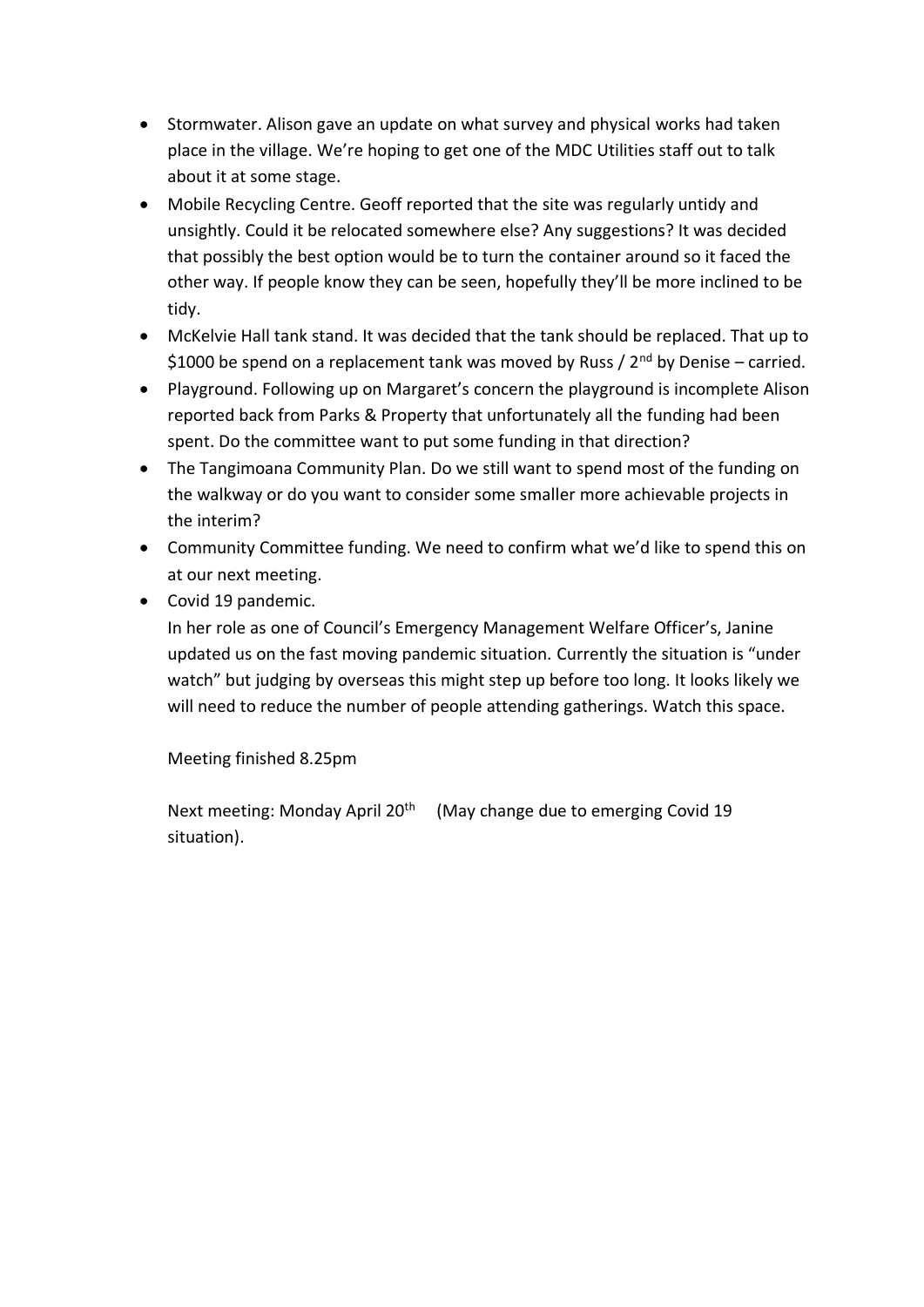- Stormwater. Alison gave an update on what survey and physical works had taken place in the village. We're hoping to get one of the MDC Utilities staff out to talk about it at some stage.
- Mobile Recycling Centre. Geoff reported that the site was regularly untidy and unsightly. Could it be relocated somewhere else? Any suggestions? It was decided that possibly the best option would be to turn the container around so it faced the other way. If people know they can be seen, hopefully they'll be more inclined to be tidy.
- McKelvie Hall tank stand. It was decided that the tank should be replaced. That up to $1000 be spend on a replacement tank was moved by Russ / 2nd by Denise – carried.
- Playground. Following up on Margaret's concern the playground is incomplete Alison reported back from Parks & Property that unfortunately all the funding had been spent. Do the committee want to put some funding in that direction?
- The Tangimoana Community Plan. Do we still want to spend most of the funding on the walkway or do you want to consider some smaller more achievable projects in the interim?
- Community Committee funding. We need to confirm what we'd like to spend this on at our next meeting.
- Covid 19 pandemic.

  In her role as one of Council's Emergency Management Welfare Officer's, Janine updated us on the fast moving pandemic situation. Currently the situation is "under watch" but judging by overseas this might step up before too long. It looks likely we will need to reduce the number of people attending gatherings. Watch this space.

  Meeting finished 8.25pm

  Next meeting: Monday April 20th (May change due to emerging Covid 19 situation).